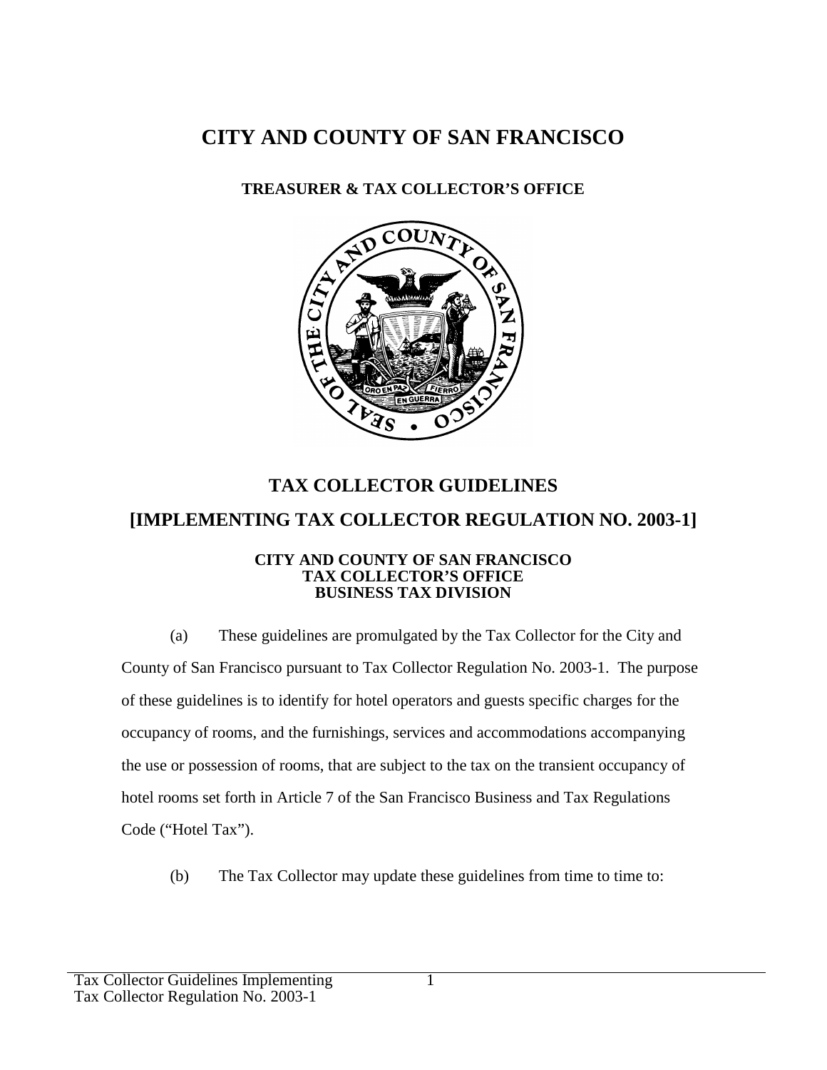# CITY AND COUNTY OF SAN FRANCISCO

## TREASURER & TAX COLLECTOR'S OFFICE

## TAX COLLECTOR GUIDELINES

## [IMPLEMENTING TAX COLLECTOR REGULATION NO. 2003-1]

**CITY AND COUNTY OF SAN FRANCISCO**
**TAX COLLECTOR'S OFFICE**
**BUSINESS TAX DIVISION**

(a) These guidelines are promulgated by the Tax Collector for the City and County of San Francisco pursuant to Tax Collector Regulation No. 2003-1. The purpose of these guidelines is to identify for hotel operators and guests specific charges for the occupancy of rooms, and the furnishings, services and accommodations accompanying the use or possession of rooms, that are subject to the tax on the transient occupancy of hotel rooms set forth in Article 7 of the San Francisco Business and Tax Regulations Code ("Hotel Tax").

(b) The Tax Collector may update these guidelines from time to time to: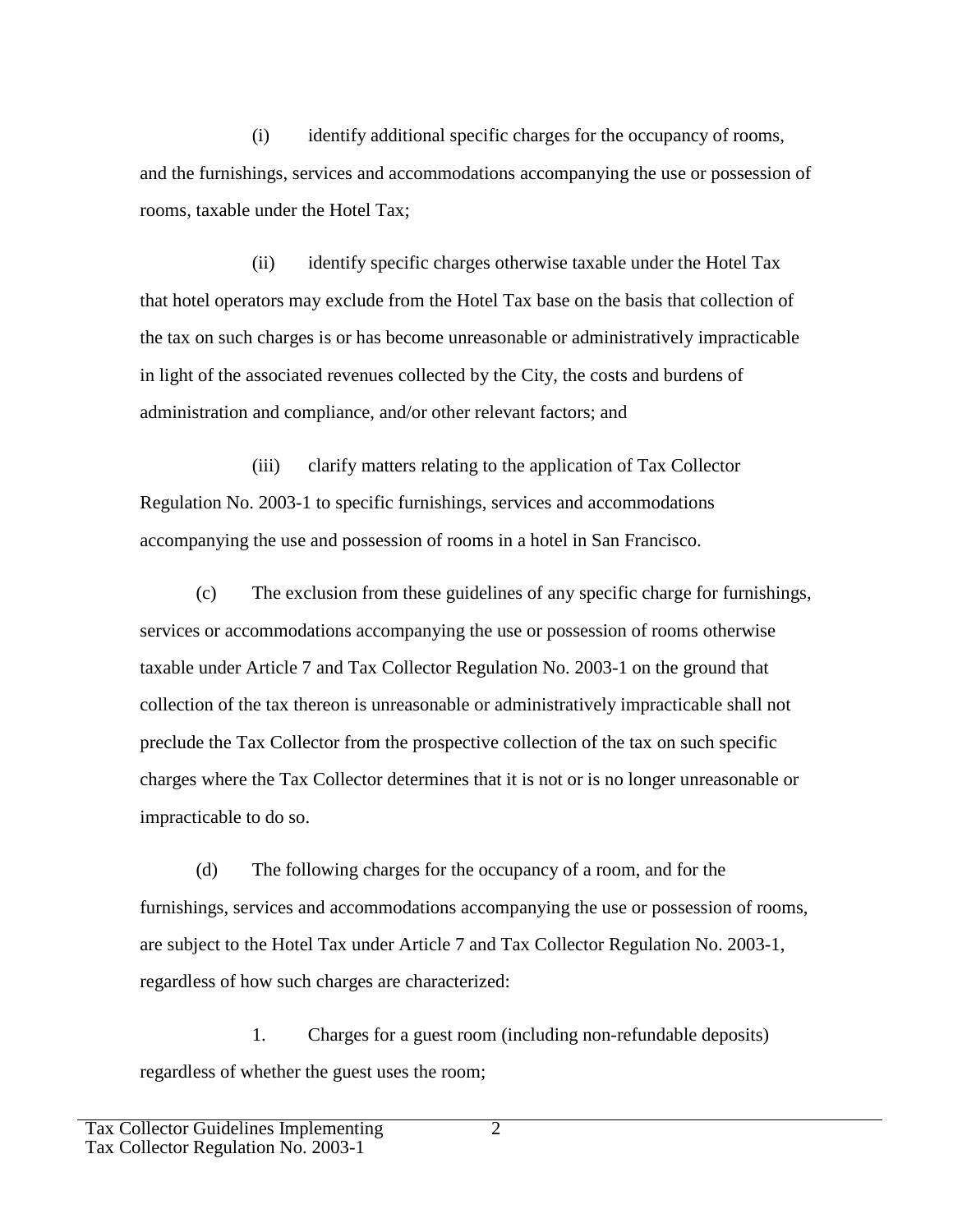(i) identify additional specific charges for the occupancy of rooms, and the furnishings, services and accommodations accompanying the use or possession of rooms, taxable under the Hotel Tax;

(ii) identify specific charges otherwise taxable under the Hotel Tax that hotel operators may exclude from the Hotel Tax base on the basis that collection of the tax on such charges is or has become unreasonable or administratively impracticable in light of the associated revenues collected by the City, the costs and burdens of administration and compliance, and/or other relevant factors; and

(iii) clarify matters relating to the application of Tax Collector Regulation No. 2003-1 to specific furnishings, services and accommodations accompanying the use and possession of rooms in a hotel in San Francisco.

(c) The exclusion from these guidelines of any specific charge for furnishings, services or accommodations accompanying the use or possession of rooms otherwise taxable under Article 7 and Tax Collector Regulation No. 2003-1 on the ground that collection of the tax thereon is unreasonable or administratively impracticable shall not preclude the Tax Collector from the prospective collection of the tax on such specific charges where the Tax Collector determines that it is not or is no longer unreasonable or impracticable to do so.

(d) The following charges for the occupancy of a room, and for the furnishings, services and accommodations accompanying the use or possession of rooms, are subject to the Hotel Tax under Article 7 and Tax Collector Regulation No. 2003-1, regardless of how such charges are characterized:

1. Charges for a guest room (including non-refundable deposits) regardless of whether the guest uses the room;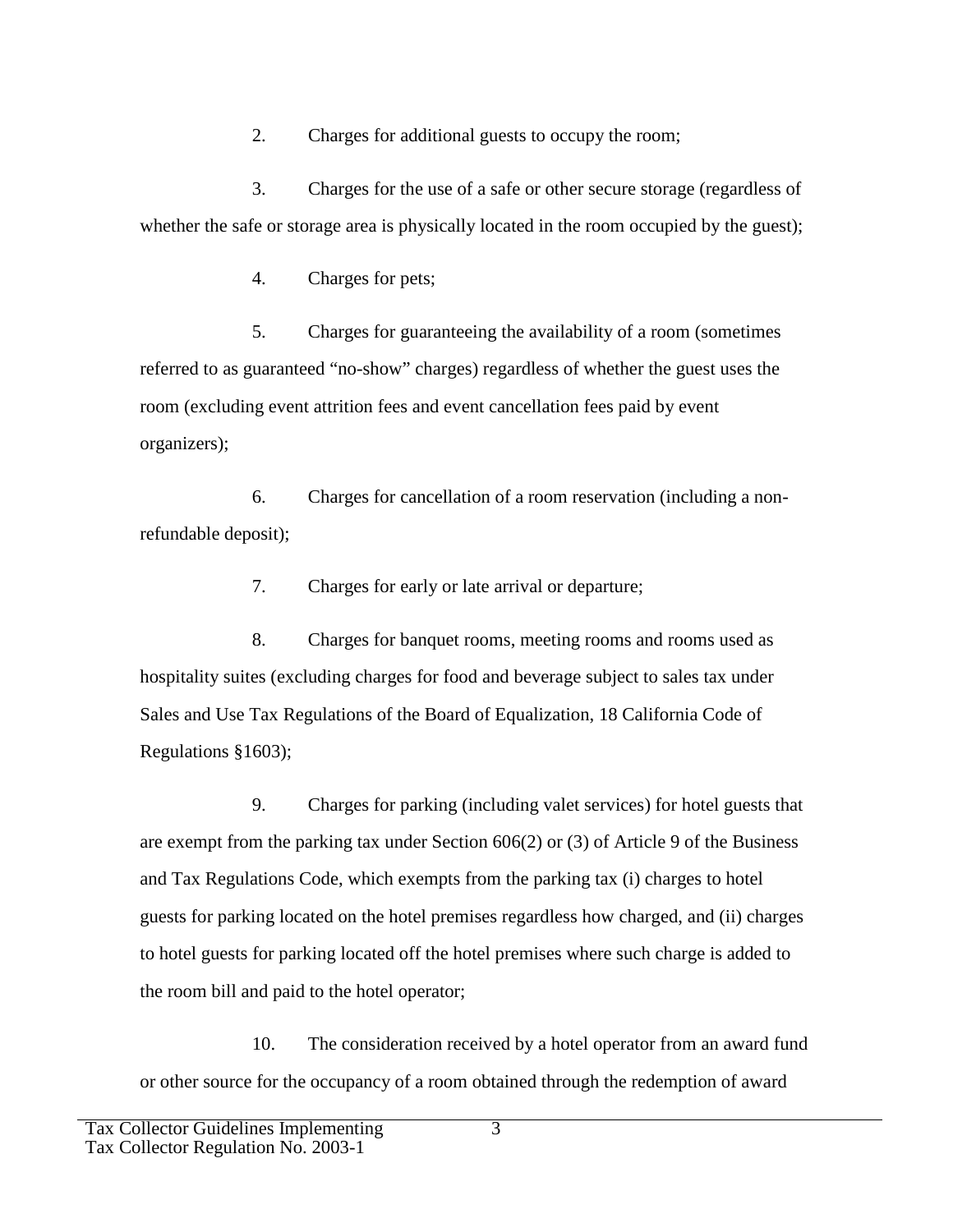2. Charges for additional guests to occupy the room;

3. Charges for the use of a safe or other secure storage (regardless of whether the safe or storage area is physically located in the room occupied by the guest);

4. Charges for pets;

5. Charges for guaranteeing the availability of a room (sometimes referred to as guaranteed "no-show" charges) regardless of whether the guest uses the room (excluding event attrition fees and event cancellation fees paid by event organizers);

6. Charges for cancellation of a room reservation (including a non-refundable deposit);

7. Charges for early or late arrival or departure;

8. Charges for banquet rooms, meeting rooms and rooms used as hospitality suites (excluding charges for food and beverage subject to sales tax under Sales and Use Tax Regulations of the Board of Equalization, 18 California Code of Regulations §1603);

9. Charges for parking (including valet services) for hotel guests that are exempt from the parking tax under Section 606(2) or (3) of Article 9 of the Business and Tax Regulations Code, which exempts from the parking tax (i) charges to hotel guests for parking located on the hotel premises regardless how charged, and (ii) charges to hotel guests for parking located off the hotel premises where such charge is added to the room bill and paid to the hotel operator;

10. The consideration received by a hotel operator from an award fund or other source for the occupancy of a room obtained through the redemption of award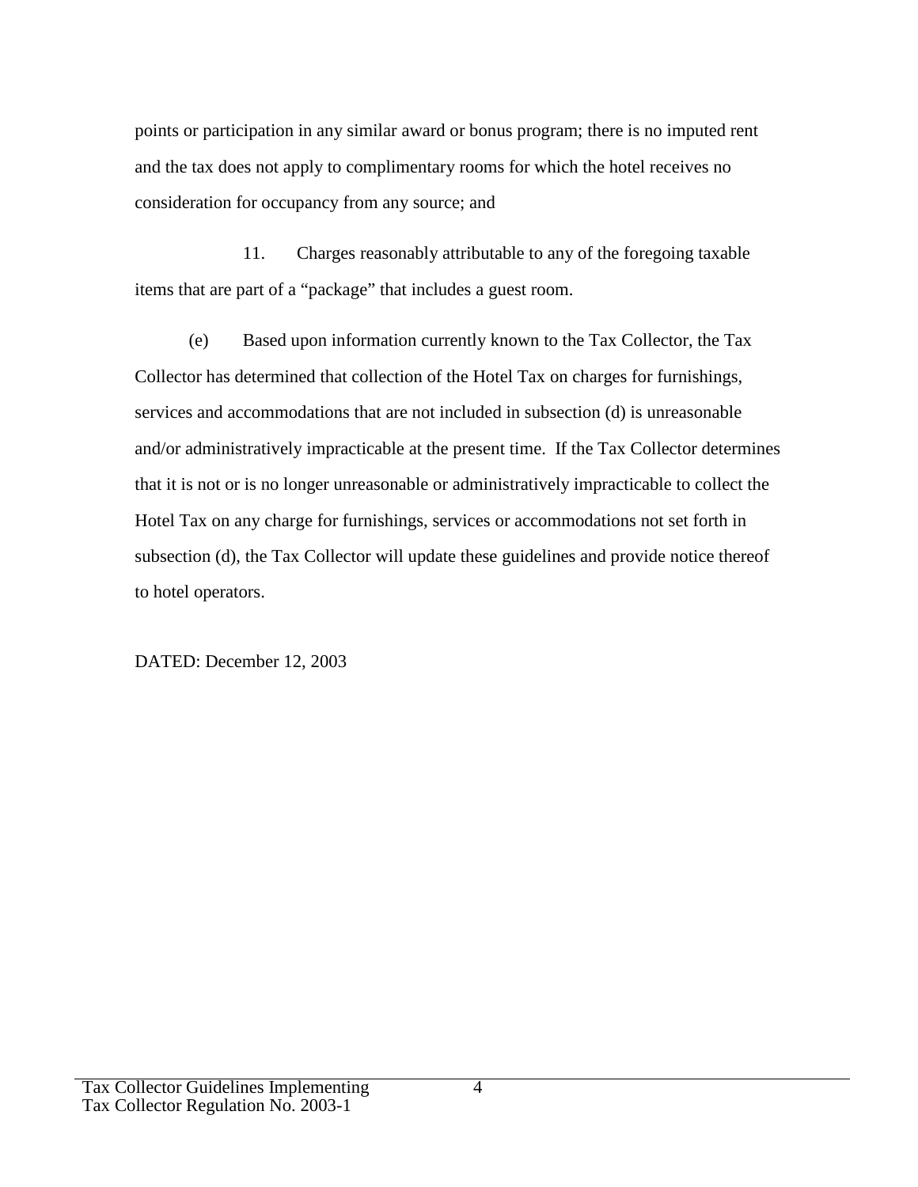points or participation in any similar award or bonus program; there is no imputed rent and the tax does not apply to complimentary rooms for which the hotel receives no consideration for occupancy from any source; and

11. Charges reasonably attributable to any of the foregoing taxable items that are part of a "package" that includes a guest room.

(e) Based upon information currently known to the Tax Collector, the Tax Collector has determined that collection of the Hotel Tax on charges for furnishings, services and accommodations that are not included in subsection (d) is unreasonable and/or administratively impracticable at the present time. If the Tax Collector determines that it is not or is no longer unreasonable or administratively impracticable to collect the Hotel Tax on any charge for furnishings, services or accommodations not set forth in subsection (d), the Tax Collector will update these guidelines and provide notice thereof to hotel operators.

DATED: December 12, 2003